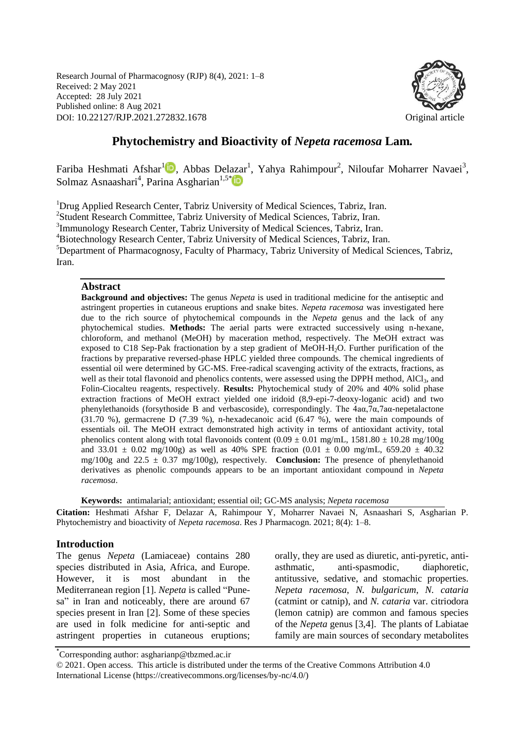Research Journal of Pharmacognosy (RJP) 8(4), 2021: 1–8
Received: 2 May 2021
Accepted: 28 July 2021
Published online: 8 Aug 2021
DOI: 10.22127/RJP.2021.272832.1678

Original article

# Phytochemistry and Bioactivity of *Nepeta racemosa* Lam.

Fariba Heshmati Afshar[1], Abbas Delazar[1], Yahya Rahimpour[2], Niloufar Moharrer Navaei[3], Solmaz Asnaashari[4], Parina Asgharian[1,5*]

[1]Drug Applied Research Center, Tabriz University of Medical Sciences, Tabriz, Iran.
[2]Student Research Committee, Tabriz University of Medical Sciences, Tabriz, Iran.
[3]Immunology Research Center, Tabriz University of Medical Sciences, Tabriz, Iran.
[4]Biotechnology Research Center, Tabriz University of Medical Sciences, Tabriz, Iran.
[5]Department of Pharmacognosy, Faculty of Pharmacy, Tabriz University of Medical Sciences, Tabriz, Iran.

## Abstract

**Background and objectives:** The genus *Nepeta* is used in traditional medicine for the antiseptic and astringent properties in cutaneous eruptions and snake bites. *Nepeta racemosa* was investigated here due to the rich source of phytochemical compounds in the *Nepeta* genus and the lack of any phytochemical studies. **Methods:** The aerial parts were extracted successively using n-hexane, chloroform, and methanol (MeOH) by maceration method, respectively. The MeOH extract was exposed to C18 Sep-Pak fractionation by a step gradient of MeOH-$H_2O$. Further purification of the fractions by preparative reversed-phase HPLC yielded three compounds. The chemical ingredients of essential oil were determined by GC-MS. Free-radical scavenging activity of the extracts, fractions, as well as their total flavonoid and phenolics contents, were assessed using the DPPH method, $AlCl_3$, and Folin-Ciocalteu reagents, respectively. **Results:** Phytochemical study of 20% and 40% solid phase extraction fractions of MeOH extract yielded one iridoid (8,9-epi-7-deoxy-loganic acid) and two phenylethanoids (forsythoside B and verbascoside), correspondingly. The 4aα,7α,7aα-nepetalactone (31.70 %), germacrene D (7.39 %), n-hexadecanoic acid (6.47 %), were the main compounds of essentials oil. The MeOH extract demonstrated high activity in terms of antioxidant activity, total phenolics content along with total flavonoids content ($0.09 \pm 0.01$ mg/mL, $1581.80 \pm 10.28$ mg/100g and $33.01 \pm 0.02$ mg/100g) as well as 40% SPE fraction ($0.01 \pm 0.00$ mg/mL, $659.20 \pm 40.32$ mg/100g and $22.5 \pm 0.37$ mg/100g), respectively. **Conclusion:** The presence of phenylethanoid derivatives as phenolic compounds appears to be an important antioxidant compound in *Nepeta racemosa*.

**Keywords:** antimalarial; antioxidant; essential oil; GC-MS analysis; *Nepeta racemosa*

**Citation:** Heshmati Afshar F, Delazar A, Rahimpour Y, Moharrer Navaei N, Asnaashari S, Asgharian P. Phytochemistry and bioactivity of *Nepeta racemosa*. Res J Pharmacogn. 2021; 8(4): 1–8.

## Introduction

The genus *Nepeta* (Lamiaceae) contains 280 species distributed in Asia, Africa, and Europe. However, it is most abundant in the Mediterranean region [1]. *Nepeta* is called "Pune-sa" in Iran and noticeably, there are around 67 species present in Iran [2]. Some of these species are used in folk medicine for anti-septic and astringent properties in cutaneous eruptions; orally, they are used as diuretic, anti-pyretic, anti-asthmatic, anti-spasmodic, diaphoretic, antitussive, sedative, and stomachic properties. *Nepeta racemosa*, *N. bulgaricum*, *N. cataria* (catmint or catnip), and *N. cataria* var. citriodora (lemon catnip) are common and famous species of the *Nepeta* genus [3,4]. The plants of Labiatae family are main sources of secondary metabolites

*Corresponding author: asgharianp@tbzmed.ac.ir

© 2021. Open access. This article is distributed under the terms of the Creative Commons Attribution 4.0 International License (https://creativecommons.org/licenses/by-nc/4.0/)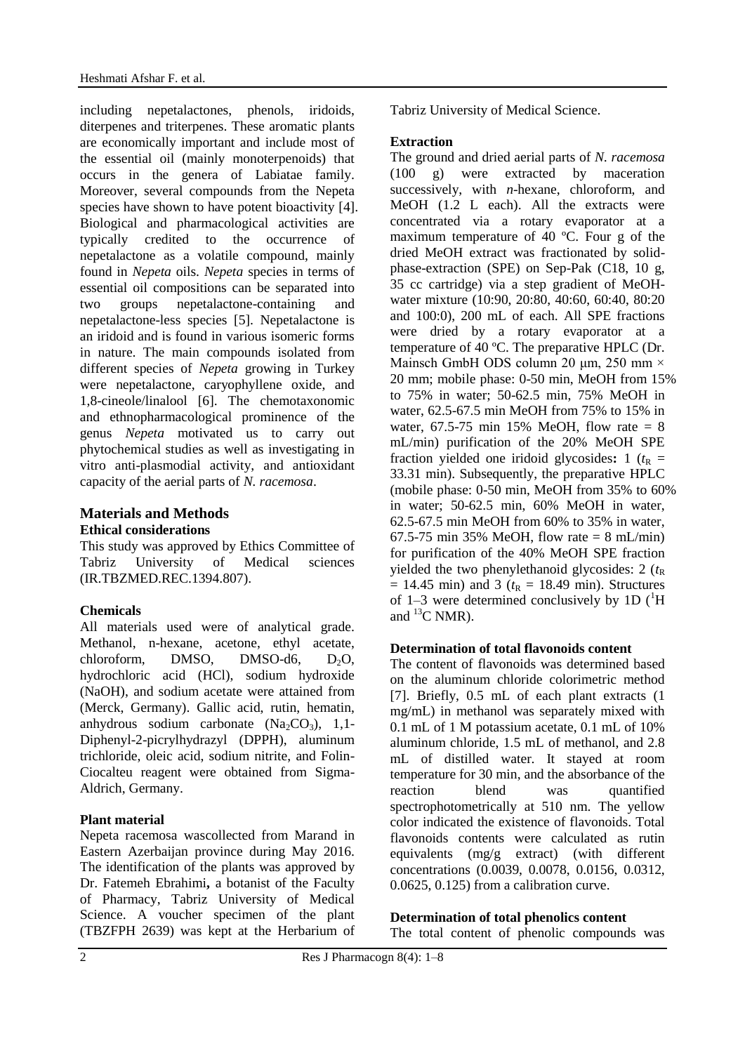including nepetalactones, phenols, iridoids, diterpenes and triterpenes. These aromatic plants are economically important and include most of the essential oil (mainly monoterpenoids) that occurs in the genera of Labiatae family. Moreover, several compounds from the Nepeta species have shown to have potent bioactivity [4]. Biological and pharmacological activities are typically credited to the occurrence of nepetalactone as a volatile compound, mainly found in *Nepeta* oils. *Nepeta* species in terms of essential oil compositions can be separated into two groups nepetalactone-containing and nepetalactone-less species [5]. Nepetalactone is an iridoid and is found in various isomeric forms in nature. The main compounds isolated from different species of *Nepeta* growing in Turkey were nepetalactone, caryophyllene oxide, and 1,8-cineole/linalool [6]. The chemotaxonomic and ethnopharmacological prominence of the genus *Nepeta* motivated us to carry out phytochemical studies as well as investigating in vitro anti-plasmodial activity, and antioxidant capacity of the aerial parts of *N. racemosa*.

## Materials and Methods

### Ethical considerations

This study was approved by Ethics Committee of Tabriz University of Medical sciences (IR.TBZMED.REC.1394.807).

### Chemicals

All materials used were of analytical grade. Methanol, n-hexane, acetone, ethyl acetate, chloroform, DMSO, DMSO-d6, $D_2O$, hydrochloric acid (HCl), sodium hydroxide (NaOH), and sodium acetate were attained from (Merck, Germany). Gallic acid, rutin, hematin, anhydrous sodium carbonate ($Na_2CO_3$), 1,1-Diphenyl-2-picrylhydrazyl (DPPH), aluminum trichloride, oleic acid, sodium nitrite, and Folin-Ciocalteu reagent were obtained from Sigma-Aldrich, Germany.

### Plant material

Nepeta racemosa wascollected from Marand in Eastern Azerbaijan province during May 2016. The identification of the plants was approved by Dr. Fatemeh Ebrahimi**,** a botanist of the Faculty of Pharmacy, Tabriz University of Medical Science. A voucher specimen of the plant (TBZFPH 2639) was kept at the Herbarium of Tabriz University of Medical Science.

### Extraction

The ground and dried aerial parts of *N. racemosa* (100 g) were extracted by maceration successively, with *n*-hexane, chloroform, and MeOH (1.2 L each). All the extracts were concentrated via a rotary evaporator at a maximum temperature of 40 ºC. Four g of the dried MeOH extract was fractionated by solid-phase-extraction (SPE) on Sep-Pak (C18, 10 g, 35 cc cartridge) via a step gradient of MeOH-water mixture (10:90, 20:80, 40:60, 60:40, 80:20 and 100:0), 200 mL of each. All SPE fractions were dried by a rotary evaporator at a temperature of 40 ºC. The preparative HPLC (Dr. Mainsch GmbH ODS column 20 μm, 250 mm × 20 mm; mobile phase: 0-50 min, MeOH from 15% to 75% in water; 50-62.5 min, 75% MeOH in water, 62.5-67.5 min MeOH from 75% to 15% in water, 67.5-75 min 15% MeOH, flow rate = 8 mL/min) purification of the 20% MeOH SPE fraction yielded one iridoid glycosides**:** 1 ($t_R$ = 33.31 min). Subsequently, the preparative HPLC (mobile phase: 0-50 min, MeOH from 35% to 60% in water; 50-62.5 min, 60% MeOH in water, 62.5-67.5 min MeOH from 60% to 35% in water, 67.5-75 min 35% MeOH, flow rate = 8 mL/min) for purification of the 40% MeOH SPE fraction yielded the two phenylethanoid glycosides: 2 ($t_R$ = 14.45 min) and 3 ($t_R$ = 18.49 min). Structures of 1–3 were determined conclusively by 1D ($^1$H and $^{13}$C NMR).

### Determination of total flavonoids content

The content of flavonoids was determined based on the aluminum chloride colorimetric method [7]. Briefly, 0.5 mL of each plant extracts (1 mg/mL) in methanol was separately mixed with 0.1 mL of 1 M potassium acetate, 0.1 mL of 10% aluminum chloride, 1.5 mL of methanol, and 2.8 mL of distilled water. It stayed at room temperature for 30 min, and the absorbance of the reaction blend was quantified spectrophotometrically at 510 nm. The yellow color indicated the existence of flavonoids. Total flavonoids contents were calculated as rutin equivalents (mg/g extract) (with different concentrations (0.0039, 0.0078, 0.0156, 0.0312, 0.0625, 0.125) from a calibration curve.

### Determination of total phenolics content

The total content of phenolic compounds was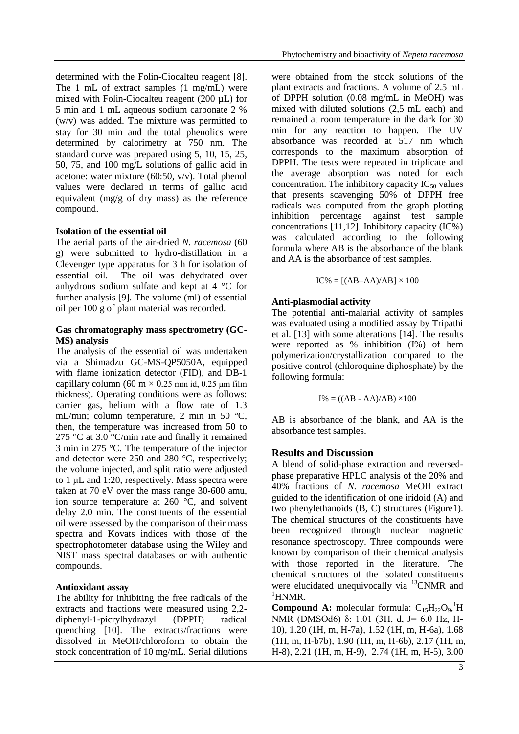determined with the Folin-Ciocalteu reagent [8]. The 1 mL of extract samples (1 mg/mL) were mixed with Folin-Ciocalteu reagent (200 µL) for 5 min and 1 mL aqueous sodium carbonate 2 % (w/v) was added. The mixture was permitted to stay for 30 min and the total phenolics were determined by calorimetry at 750 nm. The standard curve was prepared using 5, 10, 15, 25, 50, 75, and 100 mg/L solutions of gallic acid in acetone: water mixture (60:50, v/v). Total phenol values were declared in terms of gallic acid equivalent (mg/g of dry mass) as the reference compound.

**Isolation of the essential oil**

The aerial parts of the air-dried *N. racemosa* (60 g) were submitted to hydro-distillation in a Clevenger type apparatus for 3 h for isolation of essential oil. The oil was dehydrated over anhydrous sodium sulfate and kept at 4 °C for further analysis [9]. The volume (ml) of essential oil per 100 g of plant material was recorded.

**Gas chromatography mass spectrometry (GC-MS) analysis**

The analysis of the essential oil was undertaken via a Shimadzu GC-MS-QP5050A, equipped with flame ionization detector (FID), and DB-1 capillary column (60 m × 0.25 mm id, 0.25 µm film thickness). Operating conditions were as follows: carrier gas, helium with a flow rate of 1.3 mL/min; column temperature, 2 min in 50 °C, then, the temperature was increased from 50 to 275 °C at 3.0 °C/min rate and finally it remained 3 min in 275 °C. The temperature of the injector and detector were 250 and 280 °C, respectively; the volume injected, and split ratio were adjusted to 1 µL and 1:20, respectively. Mass spectra were taken at 70 eV over the mass range 30-600 amu, ion source temperature at 260 °C, and solvent delay 2.0 min. The constituents of the essential oil were assessed by the comparison of their mass spectra and Kovats indices with those of the spectrophotometer database using the Wiley and NIST mass spectral databases or with authentic compounds.

**Antioxidant assay**

The ability for inhibiting the free radicals of the extracts and fractions were measured using 2,2-diphenyl-1-picrylhydrazyl (DPPH) radical quenching [10]. The extracts/fractions were dissolved in MeOH/chloroform to obtain the stock concentration of 10 mg/mL. Serial dilutions were obtained from the stock solutions of the plant extracts and fractions. A volume of 2.5 mL of DPPH solution (0.08 mg/mL in MeOH) was mixed with diluted solutions (2,5 mL each) and remained at room temperature in the dark for 30 min for any reaction to happen. The UV absorbance was recorded at 517 nm which corresponds to the maximum absorption of DPPH. The tests were repeated in triplicate and the average absorption was noted for each concentration. The inhibitory capacity $IC_{50}$ values that presents scavenging 50% of DPPH free radicals was computed from the graph plotting inhibition percentage against test sample concentrations [11,12]. Inhibitory capacity (IC%) was calculated according to the following formula where AB is the absorbance of the blank and AA is the absorbance of test samples.

$$IC\% = [(AB–AA)/AB] \times 100$$

**Anti-plasmodial activity**

The potential anti-malarial activity of samples was evaluated using a modified assay by Tripathi et al. [13] with some alterations [14]. The results were reported as % inhibition (I%) of hem polymerization/crystallization compared to the positive control (chloroquine diphosphate) by the following formula:

$$I\% = ((AB - AA)/AB) \times 100$$

AB is absorbance of the blank, and AA is the absorbance test samples.

## Results and Discussion

A blend of solid-phase extraction and reversed-phase preparative HPLC analysis of the 20% and 40% fractions of *N. racemosa* MeOH extract guided to the identification of one iridoid (A) and two phenylethanoids (B, C) structures (Figure1). The chemical structures of the constituents have been recognized through nuclear magnetic resonance spectroscopy. Three compounds were known by comparison of their chemical analysis with those reported in the literature. The chemical structures of the isolated constituents were elucidated unequivocally via $^{13}$CNMR and $^{1}$HNMR.

**Compound A:** molecular formula: $C_{15}H_{22}O_9$, $^{1}$H NMR (DMSOd6) δ: 1.01 (3H, d, J= 6.0 Hz, H-10), 1.20 (1H, m, H-7a), 1.52 (1H, m, H-6a), 1.68 (1H, m, H-b7b), 1.90 (1H, m, H-6b), 2.17 (1H, m, H-8), 2.21 (1H, m, H-9), 2.74 (1H, m, H-5), 3.00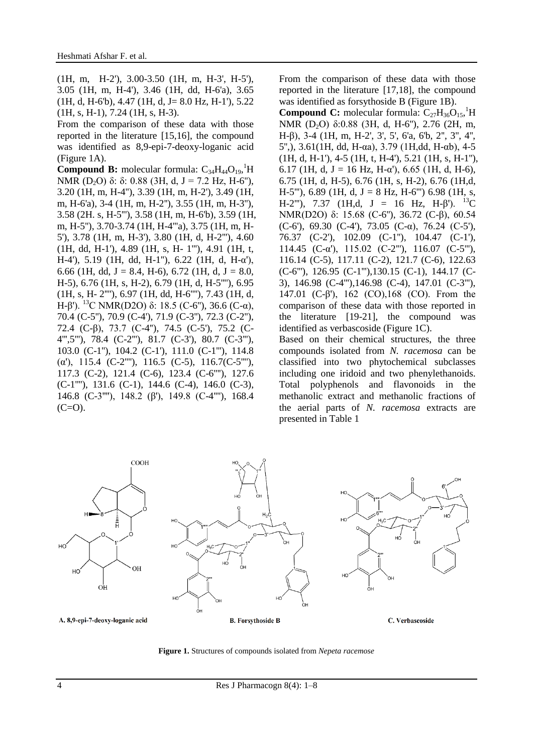(1H, m, H-2'), 3.00-3.50 (1H, m, H-3', H-5'), 3.05 (1H, m, H-4'), 3.46 (1H, dd, H-6'a), 3.65 (1H, d, H-6'b), 4.47 (1H, d, J= 8.0 Hz, H-1'), 5.22 (1H, s, H-1), 7.24 (1H, s, H-3).

From the comparison of these data with those reported in the literature [15,16], the compound was identified as 8,9-epi-7-deoxy-loganic acid (Figure 1A).

**Compound B:** molecular formula: $C_{34}H_{44}O_{19}$, $^{1}$H NMR ($D_2O$) δ: δ: 0.88 (3H, d, J = 7.2 Hz, H-6''), 3.20 (1H, m, H-4''), 3.39 (1H, m, H-2'), 3.49 (1H, m, H-6'a), 3-4 (1H, m, H-2''), 3.55 (1H, m, H-3''), 3.58 (2H. s, H-5'''), 3.58 (1H, m, H-6'b), 3.59 (1H, m, H-5''), 3.70-3.74 (1H, H-4'''a), 3.75 (1H, m, H-5'), 3.78 (1H, m, H-3'), 3.80 (1H, d, H-2'''), 4.60 (1H, dd, H-1'), 4.89 (1H, s, H- 1'''), 4.91 (1H, t, H-4'), 5.19 (1H, dd, H-1''), 6.22 (1H, d, H-α'), 6.66 (1H, dd, J = 8.4, H-6), 6.72 (1H, d, J = 8.0, H-5), 6.76 (1H, s, H-2), 6.79 (1H, d, H-5''''), 6.95 (1H, s, H- 2''''), 6.97 (1H, dd, H-6''''), 7.43 (1H, d, H-β'). $^{13}$C NMR(D2O) δ: 18.5 (C-6''), 36.6 (C-α), 70.4 (C-5''), 70.9 (C-4'), 71.9 (C-3''), 72.3 (C-2''), 72.4 (C-β), 73.7 (C-4''), 74.5 (C-5'), 75.2 (C-4''',5'''), 78.4 (C-2'''), 81.7 (C-3'), 80.7 (C-3'''), 103.0 (C-1''), 104.2 (C-1'), 111.0 (C-1'''), 114.8 (α'), 115.4 (C-2''''), 116.5 (C-5), 116.7(C-5''''), 117.3 (C-2), 121.4 (C-6), 123.4 (C-6''''), 127.6 (C-1''''), 131.6 (C-1), 144.6 (C-4), 146.0 (C-3), 146.8 (C-3''''), 148.2 (β'), 149.8 (C-4''''), 168.4 (C=O).

From the comparison of these data with those reported in the literature [17,18], the compound was identified as forsythoside B (Figure 1B).

**Compound C:** molecular formula: $C_{27}H_{36}O_{15}$, $^{1}$H NMR ($D_2O$) δ:0.88 (3H, d, H-6''), 2.76 (2H, m, H-β), 3-4 (1H, m, H-2', 3', 5', 6'a, 6'b, 2'', 3'', 4'', 5'',), 3.61(1H, dd, H-αa), 3.79 (1H,dd, H-αb), 4-5 (1H, d, H-1'), 4-5 (1H, t, H-4'), 5.21 (1H, s, H-1''), 6.17 (1H, d, J = 16 Hz, H-α'), 6.65 (1H, d, H-6), 6.75 (1H, d, H-5), 6.76 (1H, s, H-2), 6.76 (1H,d, H-5'''), 6.89 (1H, d, J = 8 Hz, H-6''') 6.98 (1H, s, H-2'''), 7.37 (1H,d, J = 16 Hz, H-β'). $^{13}$C NMR(D2O) δ: 15.68 (C-6''), 36.72 (C-β), 60.54 (C-6'), 69.30 (C-4'), 73.05 (C-α), 76.24 (C-5'), 76.37 (C-2'), 102.09 (C-1''), 104.47 (C-1'), 114.45 (C-α'), 115.02 (C-2'''), 116.07 (C-5'''), 116.14 (C-5), 117.11 (C-2), 121.7 (C-6), 122.63 (C-6'''), 126.95 (C-1'''),130.15 (C-1), 144.17 (C-3), 146.98 (C-4'''),146.98 (C-4), 147.01 (C-3'''), 147.01 (C-β'), 162 (CO),168 (CO). From the comparison of these data with those reported in the literature [19-21], the compound was identified as verbascoside (Figure 1C).

Based on their chemical structures, the three compounds isolated from *N. racemosa* can be classified into two phytochemical subclasses including one iridoid and two phenylethanoids. Total polyphenols and flavonoids in the methanolic extract and methanolic fractions of the aerial parts of *N. racemosa* extracts are presented in Table 1

A. 8,9-epi-7-deoxy-loganic acid B. Forsythoside B C. Verbascoside

**Figure 1.** Structures of compounds isolated from *Nepeta racemose*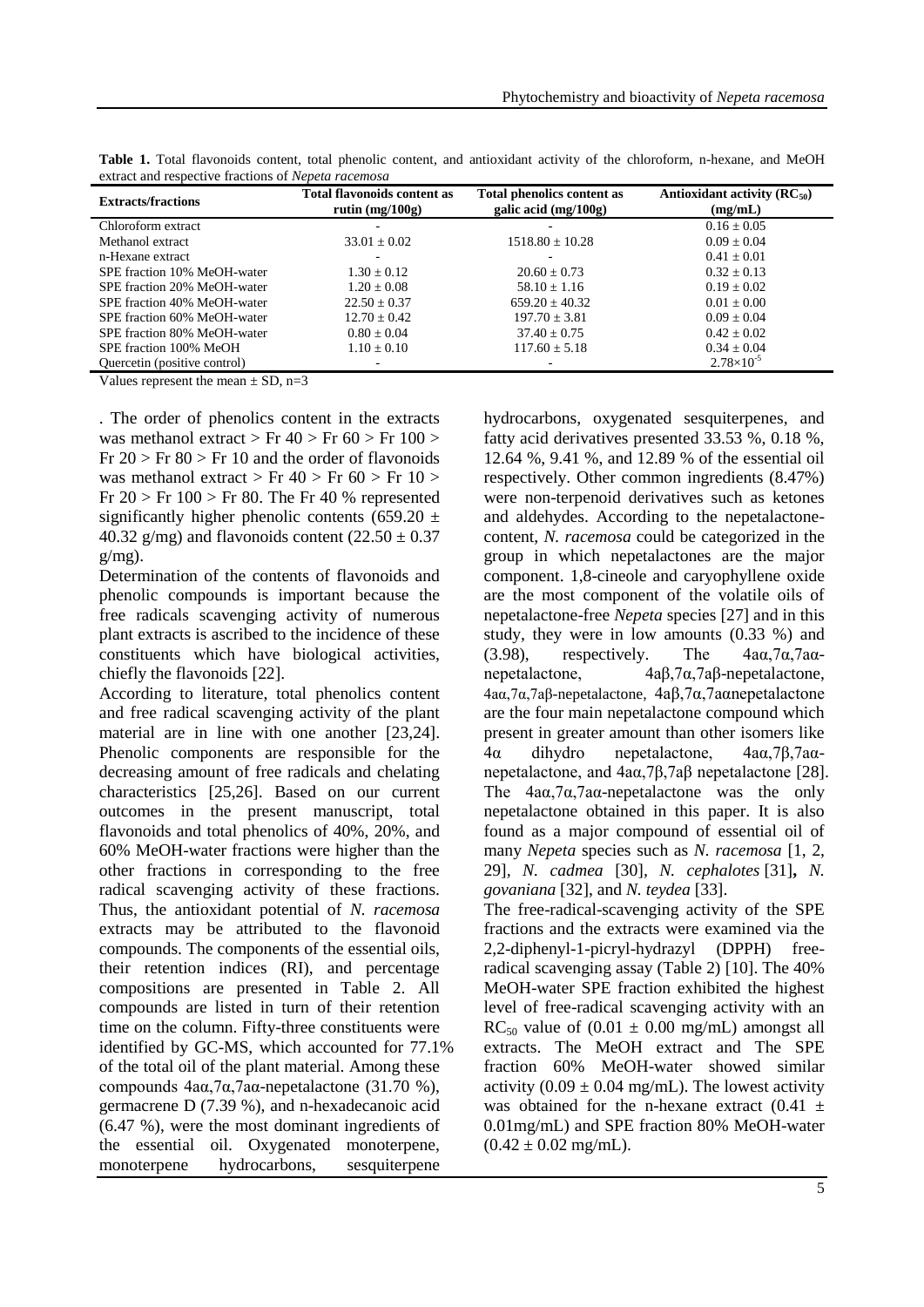**Table 1.** Total flavonoids content, total phenolic content, and antioxidant activity of the chloroform, n-hexane, and MeOH extract and respective fractions of *Nepeta racemosa*

| Extracts/fractions | Total flavonoids content as rutin (mg/100g) | Total phenolics content as galic acid (mg/100g) | Antioxidant activity ($RC_{50}$) (mg/mL) |
|---|---|---|---|
| Chloroform extract | - | - | 0.16 ± 0.05 |
| Methanol extract | 33.01 ± 0.02 | 1518.80 ± 10.28 | 0.09 ± 0.04 |
| n-Hexane extract | - | - | 0.41 ± 0.01 |
| SPE fraction 10% MeOH-water | 1.30 ± 0.12 | 20.60 ± 0.73 | 0.32 ± 0.13 |
| SPE fraction 20% MeOH-water | 1.20 ± 0.08 | 58.10 ± 1.16 | 0.19 ± 0.02 |
| SPE fraction 40% MeOH-water | 22.50 ± 0.37 | 659.20 ± 40.32 | 0.01 ± 0.00 |
| SPE fraction 60% MeOH-water | 12.70 ± 0.42 | 197.70 ± 3.81 | 0.09 ± 0.04 |
| SPE fraction 80% MeOH-water | 0.80 ± 0.04 | 37.40 ± 0.75 | 0.42 ± 0.02 |
| SPE fraction 100% MeOH | 1.10 ± 0.10 | 117.60 ± 5.18 | 0.34 ± 0.04 |
| Quercetin (positive control) | - | - | $2.78\times10^{-5}$ |

Values represent the mean ± SD, n=3

. The order of phenolics content in the extracts was methanol extract > Fr 40 > Fr 60 > Fr 100 > Fr 20 > Fr 80 > Fr 10 and the order of flavonoids was methanol extract > Fr 40 > Fr 60 > Fr 10 > Fr 20 > Fr 100 > Fr 80. The Fr 40 % represented significantly higher phenolic contents (659.20 ± 40.32 g/mg) and flavonoids content (22.50 ± 0.37 g/mg).

Determination of the contents of flavonoids and phenolic compounds is important because the free radicals scavenging activity of numerous plant extracts is ascribed to the incidence of these constituents which have biological activities, chiefly the flavonoids [22].

According to literature, total phenolics content and free radical scavenging activity of the plant material are in line with one another [23,24]. Phenolic components are responsible for the decreasing amount of free radicals and chelating characteristics [25,26]. Based on our current outcomes in the present manuscript, total flavonoids and total phenolics of 40%, 20%, and 60% MeOH-water fractions were higher than the other fractions in corresponding to the free radical scavenging activity of these fractions. Thus, the antioxidant potential of *N. racemosa* extracts may be attributed to the flavonoid compounds. The components of the essential oils, their retention indices (RI), and percentage compositions are presented in Table 2. All compounds are listed in turn of their retention time on the column. Fifty-three constituents were identified by GC-MS, which accounted for 77.1% of the total oil of the plant material. Among these compounds 4aα,7α,7aα-nepetalactone (31.70 %), germacrene D (7.39 %), and n-hexadecanoic acid (6.47 %), were the most dominant ingredients of the essential oil. Oxygenated monoterpene, monoterpene hydrocarbons, sesquiterpene hydrocarbons, oxygenated sesquiterpenes, and fatty acid derivatives presented 33.53 %, 0.18 %, 12.64 %, 9.41 %, and 12.89 % of the essential oil respectively. Other common ingredients (8.47%) were non-terpenoid derivatives such as ketones and aldehydes. According to the nepetalactone-content, *N. racemosa* could be categorized in the group in which nepetalactones are the major component. 1,8-cineole and caryophyllene oxide are the most component of the volatile oils of nepetalactone-free *Nepeta* species [27] and in this study, they were in low amounts (0.33 %) and (3.98), respectively. The 4aα,7α,7aα-nepetalactone, 4aβ,7α,7aβ-nepetalactone, 4aα,7α,7aβ-nepetalactone, 4aβ,7α,7aαnepetalactone are the four main nepetalactone compound which present in greater amount than other isomers like 4α dihydro nepetalactone, 4aα,7β,7aα-nepetalactone, and 4aα,7β,7aβ nepetalactone [28]. The 4aα,7α,7aα-nepetalactone was the only nepetalactone obtained in this paper. It is also found as a major compound of essential oil of many *Nepeta* species such as *N. racemosa* [1, 2, 29], *N. cadmea* [30], *N. cephalotes* [31]**,** *N. govaniana* [32], and *N. teydea* [33].

The free-radical-scavenging activity of the SPE fractions and the extracts were examined via the 2,2-diphenyl-1-picryl-hydrazyl (DPPH) free-radical scavenging assay (Table 2) [10]. The 40% MeOH-water SPE fraction exhibited the highest level of free-radical scavenging activity with an $RC_{50}$ value of (0.01 ± 0.00 mg/mL) amongst all extracts. The MeOH extract and The SPE fraction 60% MeOH-water showed similar activity (0.09 ± 0.04 mg/mL). The lowest activity was obtained for the n-hexane extract (0.41 ± 0.01mg/mL) and SPE fraction 80% MeOH-water (0.42 ± 0.02 mg/mL).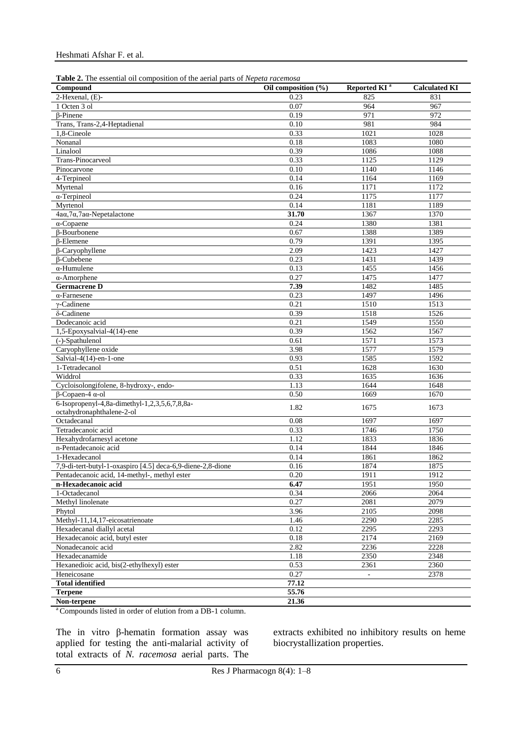**Table 2.** The essential oil composition of the aerial parts of *Nepeta racemosa*

| Compound | Oil composition (%) | Reported KI [a] | Calculated KI |
|---|---|---|---|
| 2-Hexenal, (E)- | 0.23 | 825 | 831 |
| 1 Octen 3 ol | 0.07 | 964 | 967 |
| β-Pinene | 0.19 | 971 | 972 |
| Trans, Trans-2,4-Heptadienal | 0.10 | 981 | 984 |
| 1,8-Cineole | 0.33 | 1021 | 1028 |
| Nonanal | 0.18 | 1083 | 1080 |
| Linalool | 0.39 | 1086 | 1088 |
| Trans-Pinocarveol | 0.33 | 1125 | 1129 |
| Pinocarvone | 0.10 | 1140 | 1146 |
| 4-Terpineol | 0.14 | 1164 | 1169 |
| Myrtenal | 0.16 | 1171 | 1172 |
| α-Terpineol | 0.24 | 1175 | 1177 |
| Myrtenol | 0.14 | 1181 | 1189 |
| 4aα,7α,7aα-Nepetalactone | **31.70** | 1367 | 1370 |
| α-Copaene | 0.24 | 1380 | 1381 |
| β-Bourbonene | 0.67 | 1388 | 1389 |
| β-Elemene | 0.79 | 1391 | 1395 |
| β-Caryophyllene | 2.09 | 1423 | 1427 |
| β-Cubebene | 0.23 | 1431 | 1439 |
| α-Humulene | 0.13 | 1455 | 1456 |
| α-Amorphene | 0.27 | 1475 | 1477 |
| **Germacrene D** | **7.39** | 1482 | 1485 |
| α-Farnesene | 0.23 | 1497 | 1496 |
| γ-Cadinene | 0.21 | 1510 | 1513 |
| δ-Cadinene | 0.39 | 1518 | 1526 |
| Dodecanoic acid | 0.21 | 1549 | 1550 |
| 1,5-Epoxysalvial-4(14)-ene | 0.39 | 1562 | 1567 |
| (-)-Spathulenol | 0.61 | 1571 | 1573 |
| Caryophyllene oxide | 3.98 | 1577 | 1579 |
| Salvial-4(14)-en-1-one | 0.93 | 1585 | 1592 |
| 1-Tetradecanol | 0.51 | 1628 | 1630 |
| Widdrol | 0.33 | 1635 | 1636 |
| Cycloisolongifolene, 8-hydroxy-, endo- | 1.13 | 1644 | 1648 |
| β-Copaen-4 α-ol | 0.50 | 1669 | 1670 |
| 6-Isopropenyl-4,8a-dimethyl-1,2,3,5,6,7,8,8a-octahydronaphthalene-2-ol | 1.82 | 1675 | 1673 |
| Octadecanal | 0.08 | 1697 | 1697 |
| Tetradecanoic acid | 0.33 | 1746 | 1750 |
| Hexahydrofarnesyl acetone | 1.12 | 1833 | 1836 |
| n-Pentadecanoic acid | 0.14 | 1844 | 1846 |
| 1-Hexadecanol | 0.14 | 1861 | 1862 |
| 7,9-di-tert-butyl-1-oxaspiro [4.5] deca-6,9-diene-2,8-dione | 0.16 | 1874 | 1875 |
| Pentadecanoic acid, 14-methyl-, methyl ester | 0.20 | 1911 | 1912 |
| **n-Hexadecanoic acid** | **6.47** | 1951 | 1950 |
| 1-Octadecanol | 0.34 | 2066 | 2064 |
| Methyl linolenate | 0.27 | 2081 | 2079 |
| Phytol | 3.96 | 2105 | 2098 |
| Methyl-11,14,17-eicosatrienoate | 1.46 | 2290 | 2285 |
| Hexadecanal diallyl acetal | 0.12 | 2295 | 2293 |
| Hexadecanoic acid, butyl ester | 0.18 | 2174 | 2169 |
| Nonadecanoic acid | 2.82 | 2236 | 2228 |
| Hexadecanamide | 1.18 | 2350 | 2348 |
| Hexanedioic acid, bis(2-ethylhexyl) ester | 0.53 | 2361 | 2360 |
| Heneicosane | 0.27 | - | 2378 |
| **Total identified** | **77.12** | | |
| **Terpene** | **55.76** | | |
| **Non-terpene** | **21.36** | | |

[a] Compounds listed in order of elution from a DB-1 column.

The in vitro β-hematin formation assay was applied for testing the anti-malarial activity of total extracts of *N. racemosa* aerial parts. The extracts exhibited no inhibitory results on heme biocrystallization properties.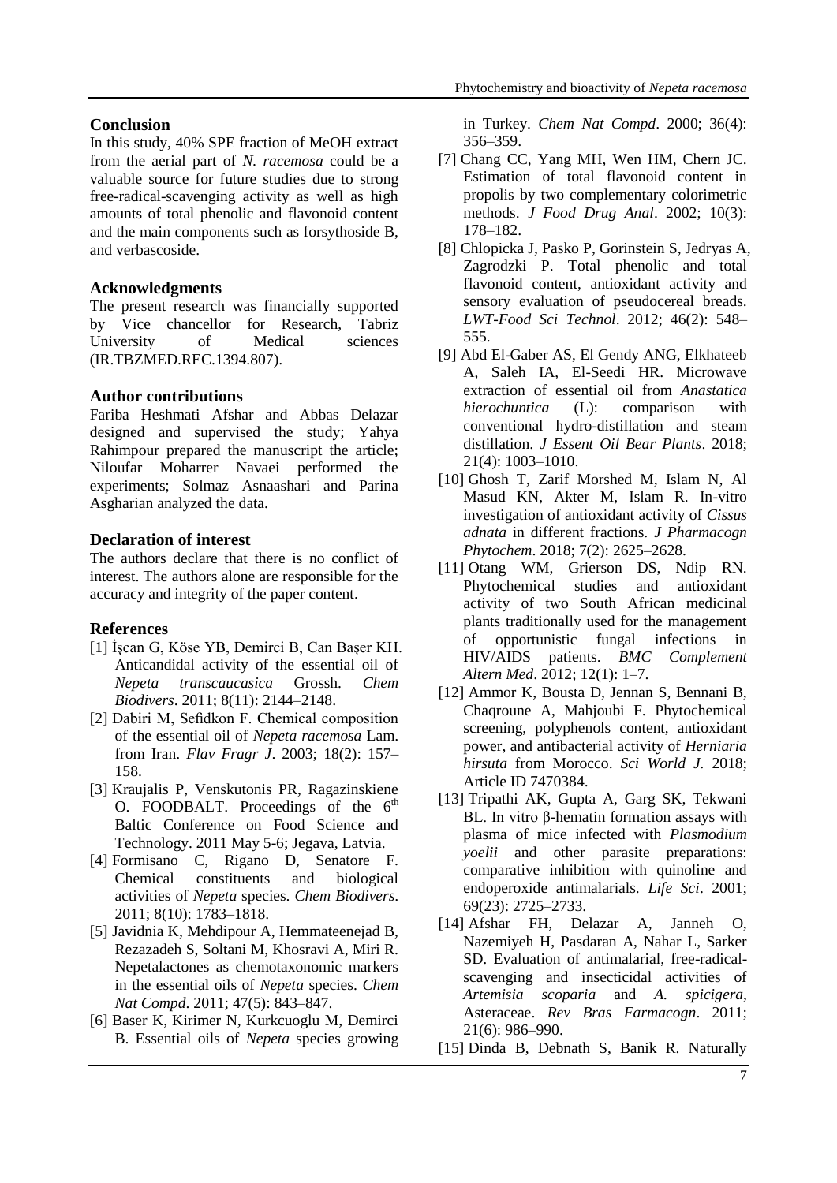## Conclusion

In this study, 40% SPE fraction of MeOH extract from the aerial part of *N. racemosa* could be a valuable source for future studies due to strong free-radical-scavenging activity as well as high amounts of total phenolic and flavonoid content and the main components such as forsythoside B, and verbascoside.

## Acknowledgments

The present research was financially supported by Vice chancellor for Research, Tabriz University of Medical sciences (IR.TBZMED.REC.1394.807).

## Author contributions

Fariba Heshmati Afshar and Abbas Delazar designed and supervised the study; Yahya Rahimpour prepared the manuscript the article; Niloufar Moharrer Navaei performed the experiments; Solmaz Asnaashari and Parina Asgharian analyzed the data.

## Declaration of interest

The authors declare that there is no conflict of interest. The authors alone are responsible for the accuracy and integrity of the paper content.

## References

[1] İşcan G, Köse YB, Demirci B, Can Başer KH. Anticandidal activity of the essential oil of *Nepeta transcaucasica* Grossh. *Chem Biodivers*. 2011; 8(11): 2144–2148.

[2] Dabiri M, Sefidkon F. Chemical composition of the essential oil of *Nepeta racemosa* Lam. from Iran. *Flav Fragr J*. 2003; 18(2): 157–158.

[3] Kraujalis P, Venskutonis PR, Ragazinskiene O. FOODBALT. Proceedings of the 6th Baltic Conference on Food Science and Technology. 2011 May 5-6; Jegava, Latvia.

[4] Formisano C, Rigano D, Senatore F. Chemical constituents and biological activities of *Nepeta* species. *Chem Biodivers*. 2011; 8(10): 1783–1818.

[5] Javidnia K, Mehdipour A, Hemmateenejad B, Rezazadeh S, Soltani M, Khosravi A, Miri R. Nepetalactones as chemotaxonomic markers in the essential oils of *Nepeta* species. *Chem Nat Compd*. 2011; 47(5): 843–847.

[6] Baser K, Kirimer N, Kurkcuoglu M, Demirci B. Essential oils of *Nepeta* species growing in Turkey. *Chem Nat Compd*. 2000; 36(4): 356–359.

[7] Chang CC, Yang MH, Wen HM, Chern JC. Estimation of total flavonoid content in propolis by two complementary colorimetric methods. *J Food Drug Anal*. 2002; 10(3): 178–182.

[8] Chlopicka J, Pasko P, Gorinstein S, Jedryas A, Zagrodzki P. Total phenolic and total flavonoid content, antioxidant activity and sensory evaluation of pseudocereal breads. *LWT-Food Sci Technol*. 2012; 46(2): 548–555.

[9] Abd El-Gaber AS, El Gendy ANG, Elkhateeb A, Saleh IA, El-Seedi HR. Microwave extraction of essential oil from *Anastatica hierochuntica* (L): comparison with conventional hydro-distillation and steam distillation. *J Essent Oil Bear Plants*. 2018; 21(4): 1003–1010.

[10] Ghosh T, Zarif Morshed M, Islam N, Al Masud KN, Akter M, Islam R. In-vitro investigation of antioxidant activity of *Cissus adnata* in different fractions. *J Pharmacogn Phytochem*. 2018; 7(2): 2625–2628.

[11] Otang WM, Grierson DS, Ndip RN. Phytochemical studies and antioxidant activity of two South African medicinal plants traditionally used for the management of opportunistic fungal infections in HIV/AIDS patients. *BMC Complement Altern Med*. 2012; 12(1): 1–7.

[12] Ammor K, Bousta D, Jennan S, Bennani B, Chaqroune A, Mahjoubi F. Phytochemical screening, polyphenols content, antioxidant power, and antibacterial activity of *Herniaria hirsuta* from Morocco. *Sci World J*. 2018; Article ID 7470384.

[13] Tripathi AK, Gupta A, Garg SK, Tekwani BL. In vitro β-hematin formation assays with plasma of mice infected with *Plasmodium yoelii* and other parasite preparations: comparative inhibition with quinoline and endoperoxide antimalarials. *Life Sci*. 2001; 69(23): 2725–2733.

[14] Afshar FH, Delazar A, Janneh O, Nazemiyeh H, Pasdaran A, Nahar L, Sarker SD. Evaluation of antimalarial, free-radical-scavenging and insecticidal activities of *Artemisia scoparia* and *A. spicigera*, Asteraceae. *Rev Bras Farmacogn*. 2011; 21(6): 986–990.

[15] Dinda B, Debnath S, Banik R. Naturally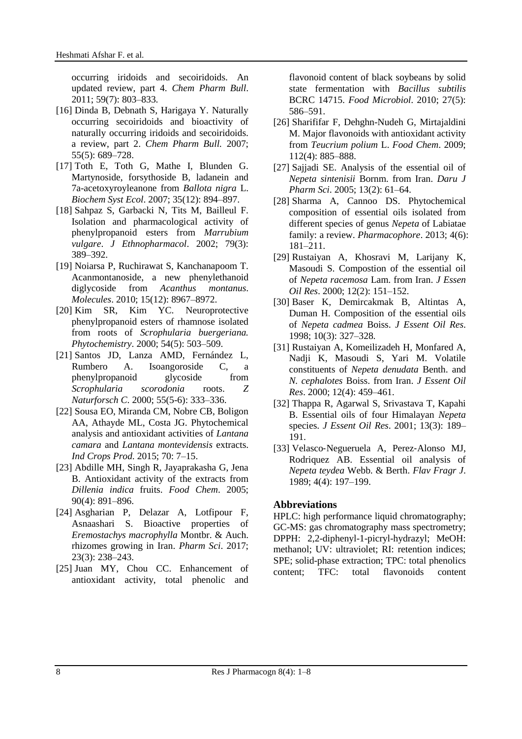occurring iridoids and secoiridoids. An updated review, part 4. *Chem Pharm Bull*. 2011; 59(7): 803–833.

[16] Dinda B, Debnath S, Harigaya Y. Naturally occurring secoiridoids and bioactivity of naturally occurring iridoids and secoiridoids. a review, part 2. *Chem Pharm Bull.* 2007; 55(5): 689–728.

[17] Toth E, Toth G, Mathe I, Blunden G. Martynoside, forsythoside B, ladanein and 7a-acetoxyroyleanone from *Ballota nigra* L. *Biochem Syst Ecol*. 2007; 35(12): 894–897.

[18] Sahpaz S, Garbacki N, Tits M, Bailleul F. Isolation and pharmacological activity of phenylpropanoid esters from *Marrubium vulgare*. *J Ethnopharmacol*. 2002; 79(3): 389–392.

[19] Noiarsa P, Ruchirawat S, Kanchanapoom T. Acanmontanoside, a new phenylethanoid diglycoside from *Acanthus montanus*. *Molecules*. 2010; 15(12): 8967–8972.

[20] Kim SR, Kim YC. Neuroprotective phenylpropanoid esters of rhamnose isolated from roots of *Scrophularia buergeriana. Phytochemistry*. 2000; 54(5): 503–509.

[21] Santos JD, Lanza AMD, Fernández L, Rumbero A. Isoangoroside C, a phenylpropanoid glycoside from *Scrophularia scorodonia* roots. *Z Naturforsch C*. 2000; 55(5-6): 333–336.

[22] Sousa EO, Miranda CM, Nobre CB, Boligon AA, Athayde ML, Costa JG. Phytochemical analysis and antioxidant activities of *Lantana camara* and *Lantana montevidensis* extracts. *Ind Crops Prod.* 2015; 70: 7–15.

[23] Abdille MH, Singh R, Jayaprakasha G, Jena B. Antioxidant activity of the extracts from *Dillenia indica* fruits. *Food Chem*. 2005; 90(4): 891–896.

[24] Asgharian P, Delazar A, Lotfipour F, Asnaashari S. Bioactive properties of *Eremostachys macrophylla* Montbr. & Auch. rhizomes growing in Iran. *Pharm Sci*. 2017; 23(3): 238–243.

[25] Juan MY, Chou CC. Enhancement of antioxidant activity, total phenolic and flavonoid content of black soybeans by solid state fermentation with *Bacillus subtilis* BCRC 14715. *Food Microbiol*. 2010; 27(5): 586–591.

[26] Sharififar F, Dehghn-Nudeh G, Mirtajaldini M. Major flavonoids with antioxidant activity from *Teucrium polium* L. *Food Chem*. 2009; 112(4): 885–888.

[27] Sajjadi SE. Analysis of the essential oil of *Nepeta sintenisii* Bornm. from Iran. *Daru J Pharm Sci*. 2005; 13(2): 61–64.

[28] Sharma A, Cannoo DS. Phytochemical composition of essential oils isolated from different species of genus *Nepeta* of Labiatae family: a review. *Pharmacophore*. 2013; 4(6): 181–211.

[29] Rustaiyan A, Khosravi M, Larijany K, Masoudi S. Compostion of the essential oil of *Nepeta racemosa* Lam. from Iran. *J Essen Oil Res*. 2000; 12(2): 151–152.

[30] Baser K, Demircakmak B, Altintas A, Duman H. Composition of the essential oils of *Nepeta cadmea* Boiss. *J Essent Oil Res*. 1998; 10(3): 327–328.

[31] Rustaiyan A, Komeilizadeh H, Monfared A, Nadji K, Masoudi S, Yari M. Volatile constituents of *Nepeta denudata* Benth. and *N. cephalotes* Boiss. from Iran. *J Essent Oil Res*. 2000; 12(4): 459–461.

[32] Thappa R, Agarwal S, Srivastava T, Kapahi B. Essential oils of four Himalayan *Nepeta* species. *J Essent Oil Res*. 2001; 13(3): 189–191.

[33] Velasco-Negueruela A, Perez-Alonso MJ, Rodriquez AB. Essential oil analysis of *Nepeta teydea* Webb. & Berth. *Flav Fragr J*. 1989; 4(4): 197–199.

## Abbreviations

HPLC: high performance liquid chromatography; GC-MS: gas chromatography mass spectrometry; DPPH: 2,2-diphenyl-1-picryl-hydrazyl; MeOH: methanol; UV: ultraviolet; RI: retention indices; SPE; solid-phase extraction; TPC: total phenolics content; TFC: total flavonoids content